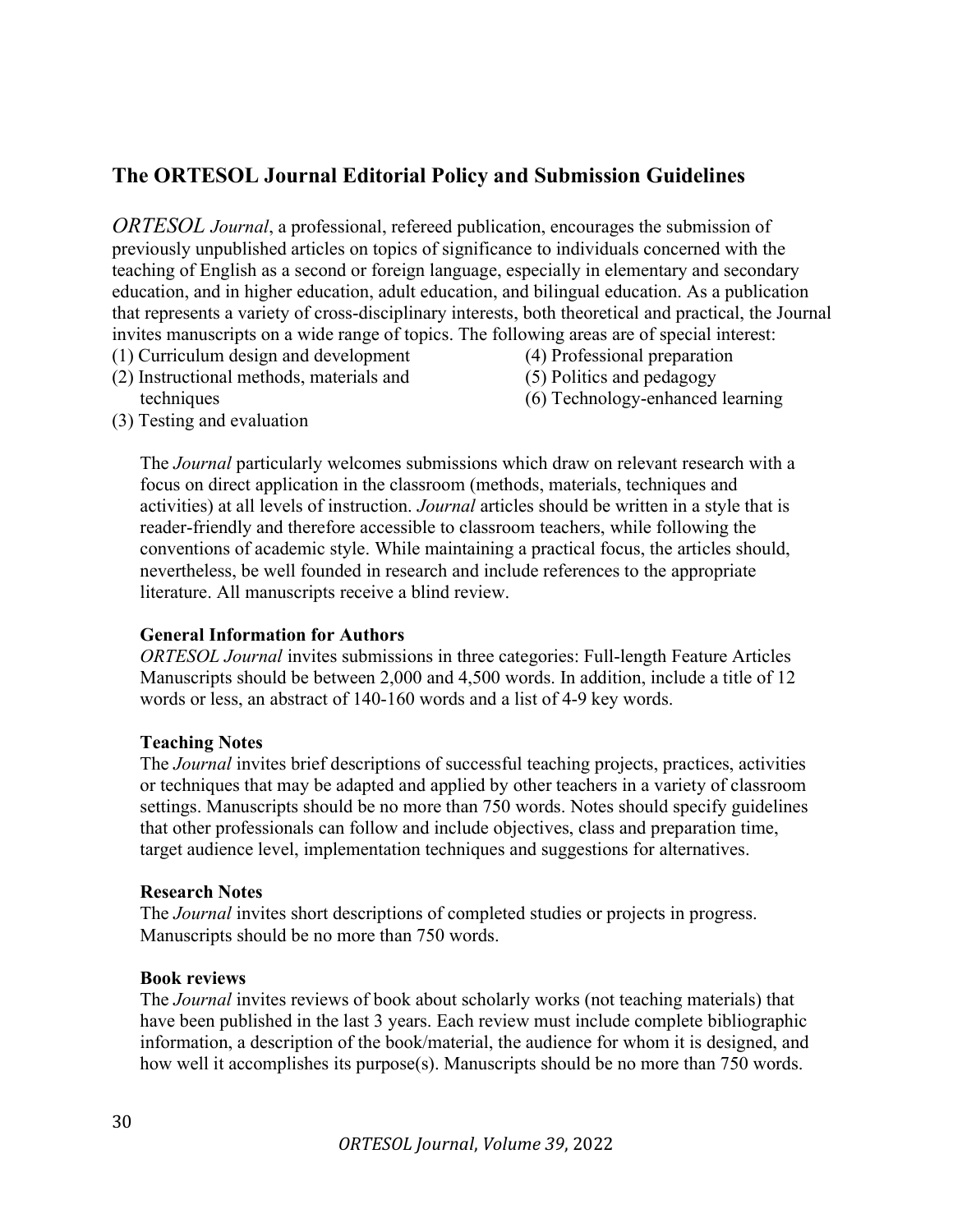## The ORTESOL Journal Editorial Policy and Submission Guidelines

*ORTESOL Journal*, a professional, refereed publication, encourages the submission of previously unpublished articles on topics of significance to individuals concerned with the teaching of English as a second or foreign language, especially in elementary and secondary education, and in higher education, adult education, and bilingual education. As a publication that represents a variety of cross-disciplinary interests, both theoretical and practical, the Journal invites manuscripts on a wide range of topics. The following areas are of special interest:

(1) Curriculum design and development
(2) Instructional methods, materials and techniques
(3) Testing and evaluation
(4) Professional preparation
(5) Politics and pedagogy
(6) Technology-enhanced learning

The *Journal* particularly welcomes submissions which draw on relevant research with a focus on direct application in the classroom (methods, materials, techniques and activities) at all levels of instruction. *Journal* articles should be written in a style that is reader-friendly and therefore accessible to classroom teachers, while following the conventions of academic style. While maintaining a practical focus, the articles should, nevertheless, be well founded in research and include references to the appropriate literature. All manuscripts receive a blind review.

**General Information for Authors**
*ORTESOL Journal* invites submissions in three categories: Full-length Feature Articles Manuscripts should be between 2,000 and 4,500 words. In addition, include a title of 12 words or less, an abstract of 140-160 words and a list of 4-9 key words.

**Teaching Notes**
The *Journal* invites brief descriptions of successful teaching projects, practices, activities or techniques that may be adapted and applied by other teachers in a variety of classroom settings. Manuscripts should be no more than 750 words. Notes should specify guidelines that other professionals can follow and include objectives, class and preparation time, target audience level, implementation techniques and suggestions for alternatives.

**Research Notes**
The *Journal* invites short descriptions of completed studies or projects in progress. Manuscripts should be no more than 750 words.

**Book reviews**
The *Journal* invites reviews of book about scholarly works (not teaching materials) that have been published in the last 3 years. Each review must include complete bibliographic information, a description of the book/material, the audience for whom it is designed, and how well it accomplishes its purpose(s). Manuscripts should be no more than 750 words.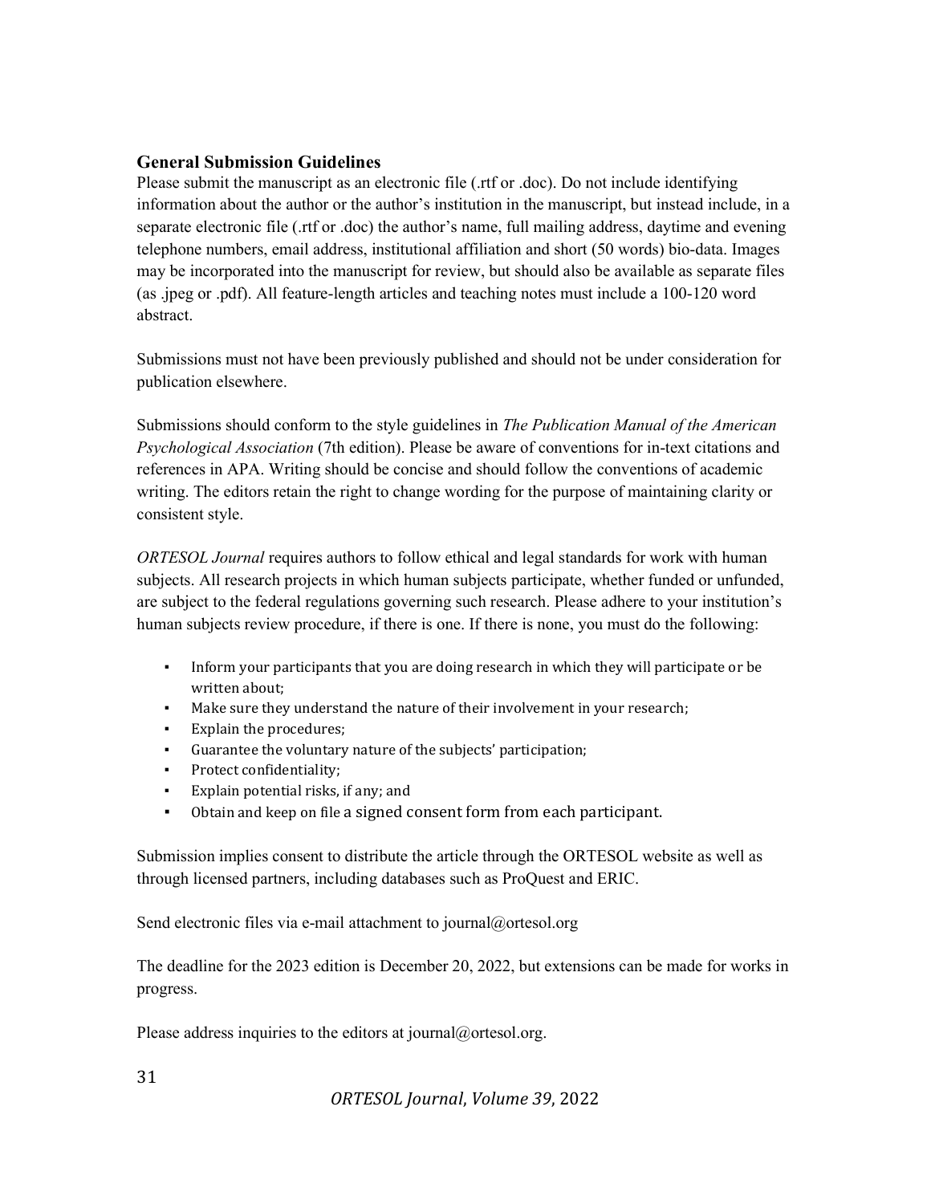## General Submission Guidelines

Please submit the manuscript as an electronic file (.rtf or .doc). Do not include identifying information about the author or the author's institution in the manuscript, but instead include, in a separate electronic file (.rtf or .doc) the author's name, full mailing address, daytime and evening telephone numbers, email address, institutional affiliation and short (50 words) bio-data. Images may be incorporated into the manuscript for review, but should also be available as separate files (as .jpeg or .pdf). All feature-length articles and teaching notes must include a 100-120 word abstract.

Submissions must not have been previously published and should not be under consideration for publication elsewhere.

Submissions should conform to the style guidelines in *The Publication Manual of the American Psychological Association* (7th edition). Please be aware of conventions for in-text citations and references in APA. Writing should be concise and should follow the conventions of academic writing. The editors retain the right to change wording for the purpose of maintaining clarity or consistent style.

*ORTESOL Journal* requires authors to follow ethical and legal standards for work with human subjects. All research projects in which human subjects participate, whether funded or unfunded, are subject to the federal regulations governing such research. Please adhere to your institution's human subjects review procedure, if there is one. If there is none, you must do the following:

- Inform your participants that you are doing research in which they will participate or be written about;
- Make sure they understand the nature of their involvement in your research;
- Explain the procedures;
- Guarantee the voluntary nature of the subjects' participation;
- Protect confidentiality;
- Explain potential risks, if any; and
- Obtain and keep on file a signed consent form from each participant.

Submission implies consent to distribute the article through the ORTESOL website as well as through licensed partners, including databases such as ProQuest and ERIC.

Send electronic files via e-mail attachment to journal@ortesol.org

The deadline for the 2023 edition is December 20, 2022, but extensions can be made for works in progress.

Please address inquiries to the editors at journal@ortesol.org.